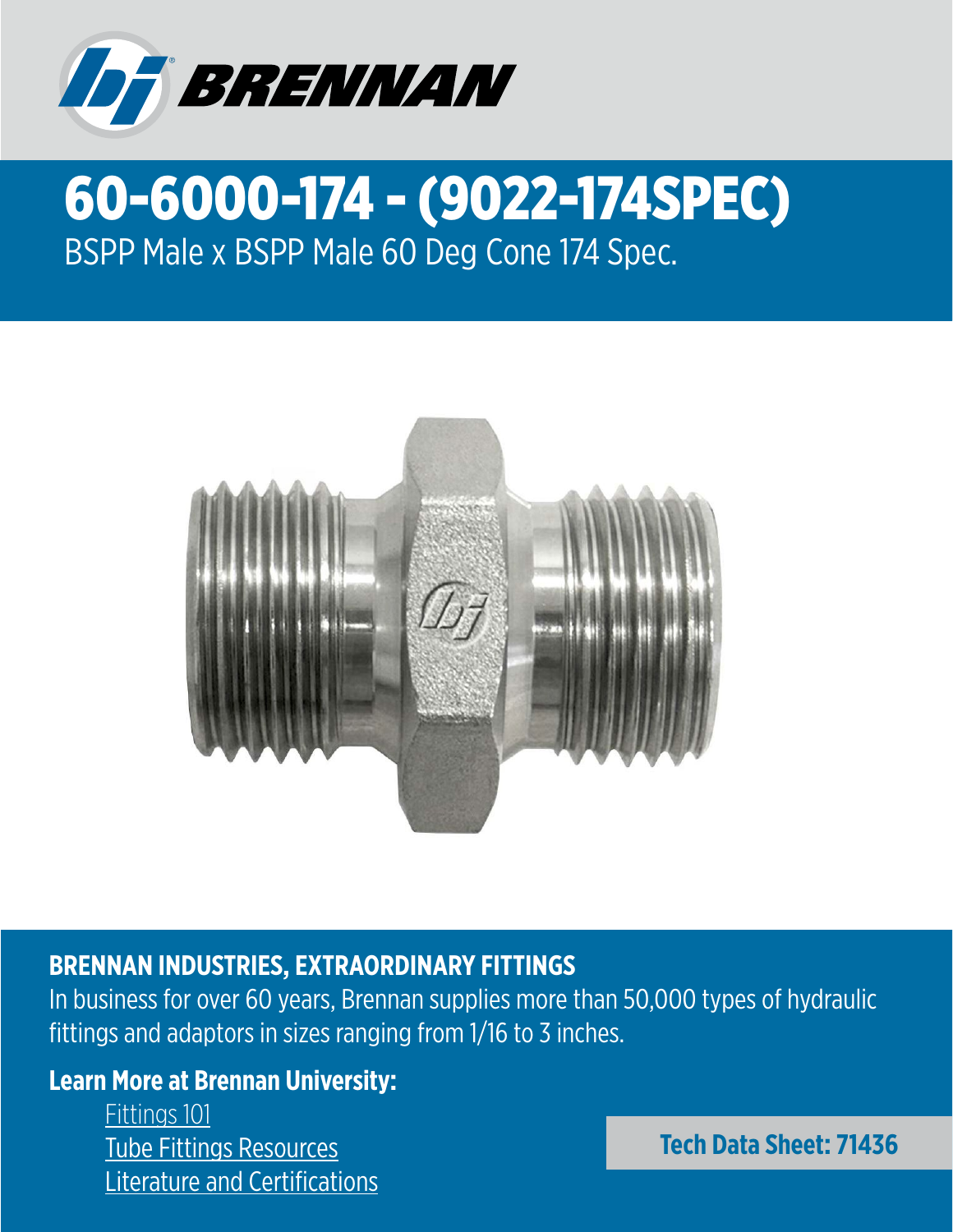BRENNAN

# 60-6000-174 - (9022-174SPEC)

BSPP Male x BSPP Male 60 Deg Cone 174 Spec.

**BRENNAN INDUSTRIES, EXTRAORDINARY FITTINGS**

In business for over 60 years, Brennan supplies more than 50,000 types of hydraulic fittings and adaptors in sizes ranging from 1/16 to 3 inches.

**Learn More at Brennan University:**

- Fittings 101
- Tube Fittings Resources
- Literature and Certifications

**Tech Data Sheet: 71436**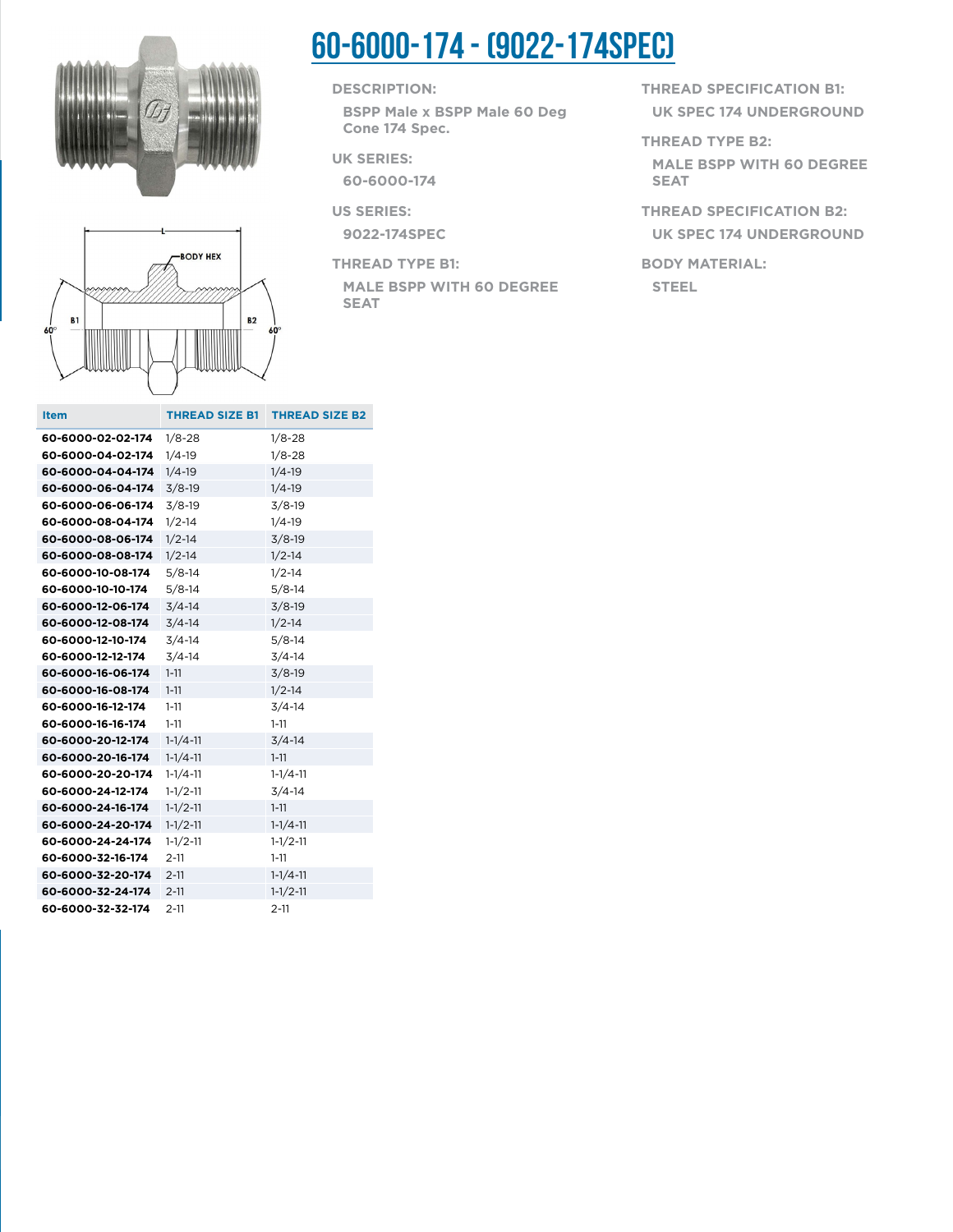# 60-6000-174 - (9022-174SPEC)

**DESCRIPTION:**

BSPP Male x BSPP Male 60 Deg Cone 174 Spec.

**UK SERIES:**

60-6000-174

**US SERIES:**

9022-174SPEC

**THREAD TYPE B1:**

MALE BSPP WITH 60 DEGREE SEAT

**THREAD SPECIFICATION B1:**

UK SPEC 174 UNDERGROUND

**THREAD TYPE B2:**

MALE BSPP WITH 60 DEGREE SEAT

**THREAD SPECIFICATION B2:**

UK SPEC 174 UNDERGROUND

**BODY MATERIAL:**

STEEL

L

BODY HEX

B1

B2

60°

60°

| Item | THREAD SIZE B1 | THREAD SIZE B2 |
|---|---|---|
| 60-6000-02-02-174 | 1/8-28 | 1/8-28 |
| 60-6000-04-02-174 | 1/4-19 | 1/8-28 |
| 60-6000-04-04-174 | 1/4-19 | 1/4-19 |
| 60-6000-06-04-174 | 3/8-19 | 1/4-19 |
| 60-6000-06-06-174 | 3/8-19 | 3/8-19 |
| 60-6000-08-04-174 | 1/2-14 | 1/4-19 |
| 60-6000-08-06-174 | 1/2-14 | 3/8-19 |
| 60-6000-08-08-174 | 1/2-14 | 1/2-14 |
| 60-6000-10-08-174 | 5/8-14 | 1/2-14 |
| 60-6000-10-10-174 | 5/8-14 | 5/8-14 |
| 60-6000-12-06-174 | 3/4-14 | 3/8-19 |
| 60-6000-12-08-174 | 3/4-14 | 1/2-14 |
| 60-6000-12-10-174 | 3/4-14 | 5/8-14 |
| 60-6000-12-12-174 | 3/4-14 | 3/4-14 |
| 60-6000-16-06-174 | 1-11 | 3/8-19 |
| 60-6000-16-08-174 | 1-11 | 1/2-14 |
| 60-6000-16-12-174 | 1-11 | 3/4-14 |
| 60-6000-16-16-174 | 1-11 | 1-11 |
| 60-6000-20-12-174 | 1-1/4-11 | 3/4-14 |
| 60-6000-20-16-174 | 1-1/4-11 | 1-11 |
| 60-6000-20-20-174 | 1-1/4-11 | 1-1/4-11 |
| 60-6000-24-12-174 | 1-1/2-11 | 3/4-14 |
| 60-6000-24-16-174 | 1-1/2-11 | 1-11 |
| 60-6000-24-20-174 | 1-1/2-11 | 1-1/4-11 |
| 60-6000-24-24-174 | 1-1/2-11 | 1-1/2-11 |
| 60-6000-32-16-174 | 2-11 | 1-11 |
| 60-6000-32-20-174 | 2-11 | 1-1/4-11 |
| 60-6000-32-24-174 | 2-11 | 1-1/2-11 |
| 60-6000-32-32-174 | 2-11 | 2-11 |